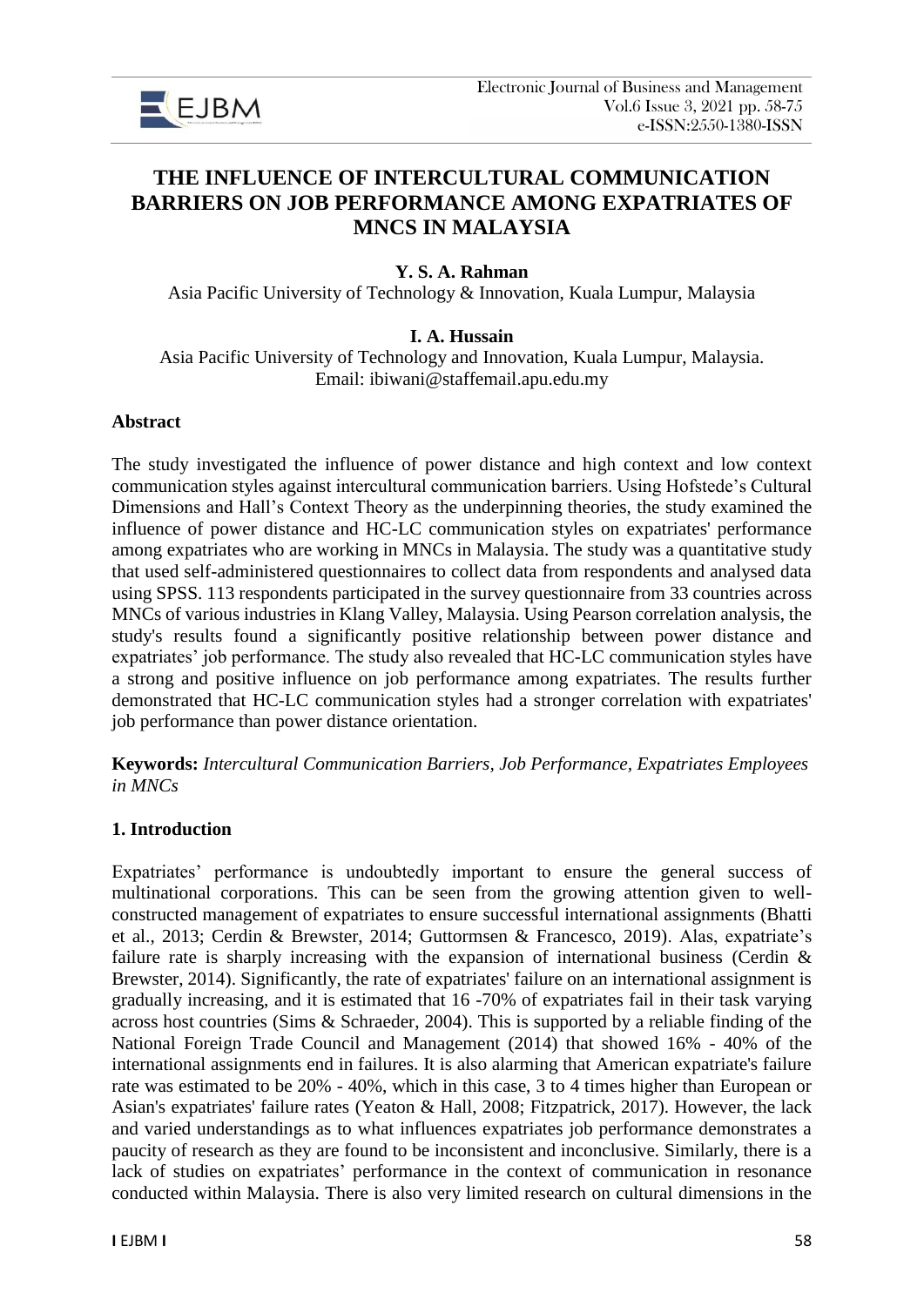# THE INFLUENCE OF INTERCULTURAL COMMUNICATION BARRIERS ON JOB PERFORMANCE AMONG EXPATRIATES OF MNCS IN MALAYSIA

**Y. S. A. Rahman**

Asia Pacific University of Technology & Innovation, Kuala Lumpur, Malaysia

**I. A. Hussain**

Asia Pacific University of Technology and Innovation, Kuala Lumpur, Malaysia.
Email: ibiwani@staffemail.apu.edu.my

**Abstract**

The study investigated the influence of power distance and high context and low context communication styles against intercultural communication barriers. Using Hofstede's Cultural Dimensions and Hall's Context Theory as the underpinning theories, the study examined the influence of power distance and HC-LC communication styles on expatriates' performance among expatriates who are working in MNCs in Malaysia. The study was a quantitative study that used self-administered questionnaires to collect data from respondents and analysed data using SPSS. 113 respondents participated in the survey questionnaire from 33 countries across MNCs of various industries in Klang Valley, Malaysia. Using Pearson correlation analysis, the study's results found a significantly positive relationship between power distance and expatriates' job performance. The study also revealed that HC-LC communication styles have a strong and positive influence on job performance among expatriates. The results further demonstrated that HC-LC communication styles had a stronger correlation with expatriates' job performance than power distance orientation.

**Keywords:** *Intercultural Communication Barriers, Job Performance, Expatriates Employees in MNCs*

## 1. Introduction

Expatriates' performance is undoubtedly important to ensure the general success of multinational corporations. This can be seen from the growing attention given to well-constructed management of expatriates to ensure successful international assignments (Bhatti et al., 2013; Cerdin & Brewster, 2014; Guttormsen & Francesco, 2019). Alas, expatriate's failure rate is sharply increasing with the expansion of international business (Cerdin & Brewster, 2014). Significantly, the rate of expatriates' failure on an international assignment is gradually increasing, and it is estimated that 16 -70% of expatriates fail in their task varying across host countries (Sims & Schraeder, 2004). This is supported by a reliable finding of the National Foreign Trade Council and Management (2014) that showed 16% - 40% of the international assignments end in failures. It is also alarming that American expatriate's failure rate was estimated to be 20% - 40%, which in this case, 3 to 4 times higher than European or Asian's expatriates' failure rates (Yeaton & Hall, 2008; Fitzpatrick, 2017). However, the lack and varied understandings as to what influences expatriates job performance demonstrates a paucity of research as they are found to be inconsistent and inconclusive. Similarly, there is a lack of studies on expatriates' performance in the context of communication in resonance conducted within Malaysia. There is also very limited research on cultural dimensions in the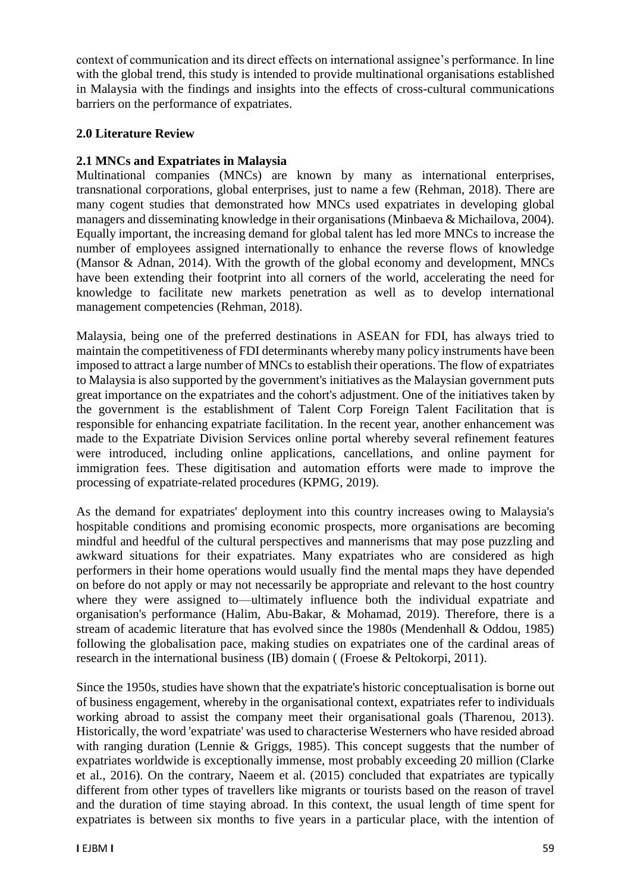context of communication and its direct effects on international assignee's performance. In line with the global trend, this study is intended to provide multinational organisations established in Malaysia with the findings and insights into the effects of cross-cultural communications barriers on the performance of expatriates.

## 2.0 Literature Review

### 2.1 MNCs and Expatriates in Malaysia

Multinational companies (MNCs) are known by many as international enterprises, transnational corporations, global enterprises, just to name a few (Rehman, 2018). There are many cogent studies that demonstrated how MNCs used expatriates in developing global managers and disseminating knowledge in their organisations (Minbaeva & Michailova, 2004). Equally important, the increasing demand for global talent has led more MNCs to increase the number of employees assigned internationally to enhance the reverse flows of knowledge (Mansor & Adnan, 2014). With the growth of the global economy and development, MNCs have been extending their footprint into all corners of the world, accelerating the need for knowledge to facilitate new markets penetration as well as to develop international management competencies (Rehman, 2018).

Malaysia, being one of the preferred destinations in ASEAN for FDI, has always tried to maintain the competitiveness of FDI determinants whereby many policy instruments have been imposed to attract a large number of MNCs to establish their operations. The flow of expatriates to Malaysia is also supported by the government's initiatives as the Malaysian government puts great importance on the expatriates and the cohort's adjustment. One of the initiatives taken by the government is the establishment of Talent Corp Foreign Talent Facilitation that is responsible for enhancing expatriate facilitation. In the recent year, another enhancement was made to the Expatriate Division Services online portal whereby several refinement features were introduced, including online applications, cancellations, and online payment for immigration fees. These digitisation and automation efforts were made to improve the processing of expatriate-related procedures (KPMG, 2019).

As the demand for expatriates' deployment into this country increases owing to Malaysia's hospitable conditions and promising economic prospects, more organisations are becoming mindful and heedful of the cultural perspectives and mannerisms that may pose puzzling and awkward situations for their expatriates. Many expatriates who are considered as high performers in their home operations would usually find the mental maps they have depended on before do not apply or may not necessarily be appropriate and relevant to the host country where they were assigned to—ultimately influence both the individual expatriate and organisation's performance (Halim, Abu-Bakar, & Mohamad, 2019). Therefore, there is a stream of academic literature that has evolved since the 1980s (Mendenhall & Oddou, 1985) following the globalisation pace, making studies on expatriates one of the cardinal areas of research in the international business (IB) domain ( (Froese & Peltokorpi, 2011).

Since the 1950s, studies have shown that the expatriate's historic conceptualisation is borne out of business engagement, whereby in the organisational context, expatriates refer to individuals working abroad to assist the company meet their organisational goals (Tharenou, 2013). Historically, the word 'expatriate' was used to characterise Westerners who have resided abroad with ranging duration (Lennie & Griggs, 1985). This concept suggests that the number of expatriates worldwide is exceptionally immense, most probably exceeding 20 million (Clarke et al., 2016). On the contrary, Naeem et al. (2015) concluded that expatriates are typically different from other types of travellers like migrants or tourists based on the reason of travel and the duration of time staying abroad. In this context, the usual length of time spent for expatriates is between six months to five years in a particular place, with the intention of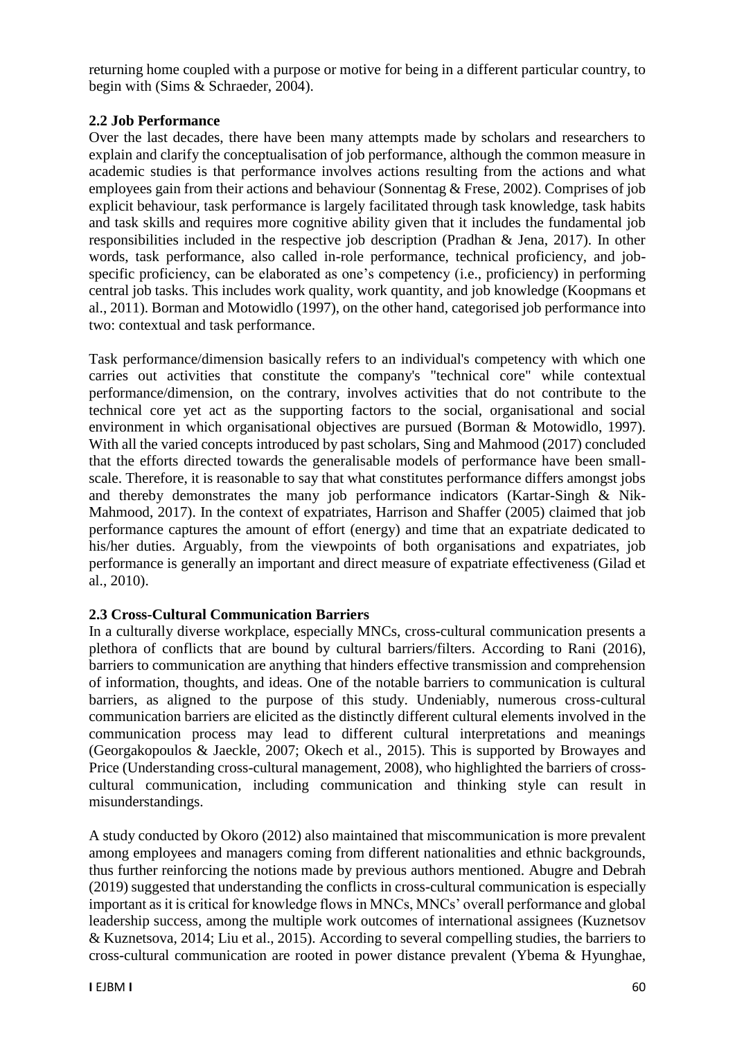returning home coupled with a purpose or motive for being in a different particular country, to begin with (Sims & Schraeder, 2004).

### 2.2 Job Performance

Over the last decades, there have been many attempts made by scholars and researchers to explain and clarify the conceptualisation of job performance, although the common measure in academic studies is that performance involves actions resulting from the actions and what employees gain from their actions and behaviour (Sonnentag & Frese, 2002). Comprises of job explicit behaviour, task performance is largely facilitated through task knowledge, task habits and task skills and requires more cognitive ability given that it includes the fundamental job responsibilities included in the respective job description (Pradhan & Jena, 2017). In other words, task performance, also called in-role performance, technical proficiency, and job-specific proficiency, can be elaborated as one's competency (i.e., proficiency) in performing central job tasks. This includes work quality, work quantity, and job knowledge (Koopmans et al., 2011). Borman and Motowidlo (1997), on the other hand, categorised job performance into two: contextual and task performance.

Task performance/dimension basically refers to an individual's competency with which one carries out activities that constitute the company's "technical core" while contextual performance/dimension, on the contrary, involves activities that do not contribute to the technical core yet act as the supporting factors to the social, organisational and social environment in which organisational objectives are pursued (Borman & Motowidlo, 1997). With all the varied concepts introduced by past scholars, Sing and Mahmood (2017) concluded that the efforts directed towards the generalisable models of performance have been small-scale. Therefore, it is reasonable to say that what constitutes performance differs amongst jobs and thereby demonstrates the many job performance indicators (Kartar-Singh & Nik-Mahmood, 2017). In the context of expatriates, Harrison and Shaffer (2005) claimed that job performance captures the amount of effort (energy) and time that an expatriate dedicated to his/her duties. Arguably, from the viewpoints of both organisations and expatriates, job performance is generally an important and direct measure of expatriate effectiveness (Gilad et al., 2010).

### 2.3 Cross-Cultural Communication Barriers

In a culturally diverse workplace, especially MNCs, cross-cultural communication presents a plethora of conflicts that are bound by cultural barriers/filters. According to Rani (2016), barriers to communication are anything that hinders effective transmission and comprehension of information, thoughts, and ideas. One of the notable barriers to communication is cultural barriers, as aligned to the purpose of this study. Undeniably, numerous cross-cultural communication barriers are elicited as the distinctly different cultural elements involved in the communication process may lead to different cultural interpretations and meanings (Georgakopoulos & Jaeckle, 2007; Okech et al., 2015). This is supported by Browayes and Price (Understanding cross-cultural management, 2008), who highlighted the barriers of cross-cultural communication, including communication and thinking style can result in misunderstandings.

A study conducted by Okoro (2012) also maintained that miscommunication is more prevalent among employees and managers coming from different nationalities and ethnic backgrounds, thus further reinforcing the notions made by previous authors mentioned. Abugre and Debrah (2019) suggested that understanding the conflicts in cross-cultural communication is especially important as it is critical for knowledge flows in MNCs, MNCs' overall performance and global leadership success, among the multiple work outcomes of international assignees (Kuznetsov & Kuznetsova, 2014; Liu et al., 2015). According to several compelling studies, the barriers to cross-cultural communication are rooted in power distance prevalent (Ybema & Hyunghae,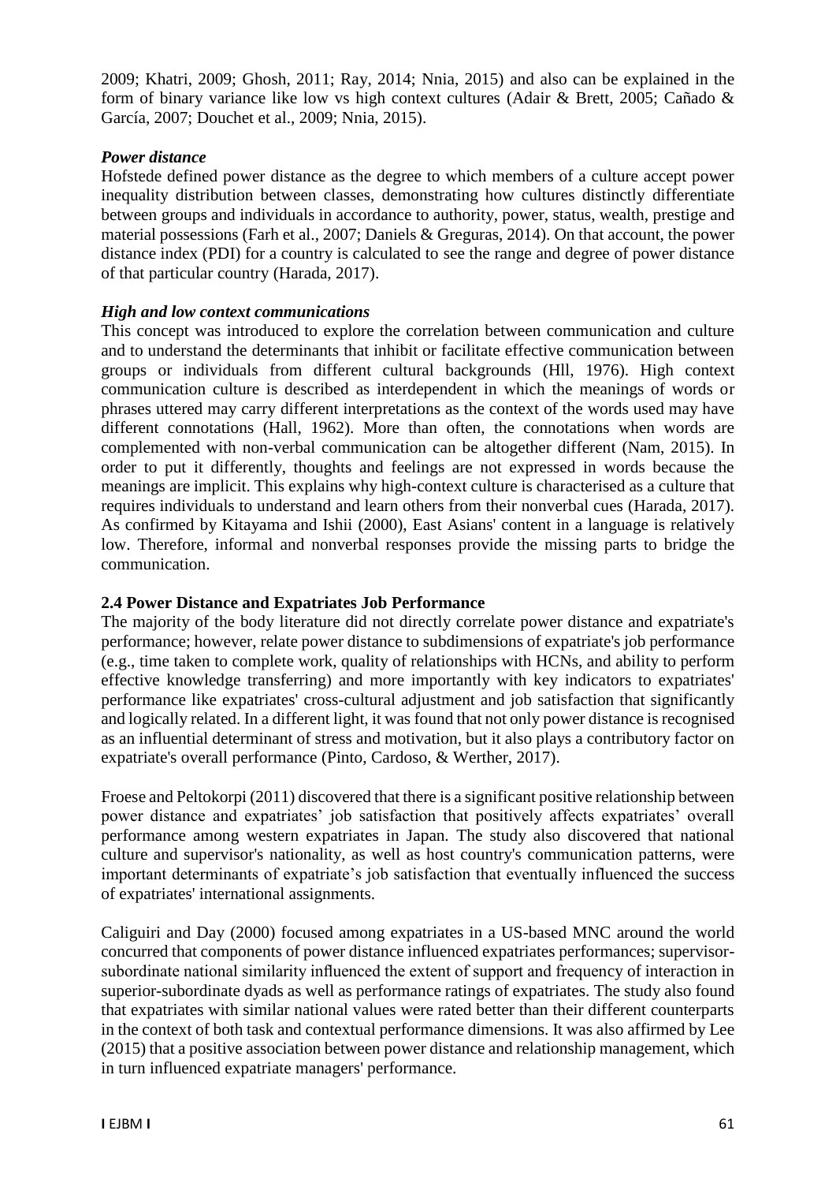2009; Khatri, 2009; Ghosh, 2011; Ray, 2014; Nnia, 2015) and also can be explained in the form of binary variance like low vs high context cultures (Adair & Brett, 2005; Cañado & García, 2007; Douchet et al., 2009; Nnia, 2015).

### *Power distance*

Hofstede defined power distance as the degree to which members of a culture accept power inequality distribution between classes, demonstrating how cultures distinctly differentiate between groups and individuals in accordance to authority, power, status, wealth, prestige and material possessions (Farh et al., 2007; Daniels & Greguras, 2014). On that account, the power distance index (PDI) for a country is calculated to see the range and degree of power distance of that particular country (Harada, 2017).

### *High and low context communications*

This concept was introduced to explore the correlation between communication and culture and to understand the determinants that inhibit or facilitate effective communication between groups or individuals from different cultural backgrounds (Hll, 1976). High context communication culture is described as interdependent in which the meanings of words or phrases uttered may carry different interpretations as the context of the words used may have different connotations (Hall, 1962). More than often, the connotations when words are complemented with non-verbal communication can be altogether different (Nam, 2015). In order to put it differently, thoughts and feelings are not expressed in words because the meanings are implicit. This explains why high-context culture is characterised as a culture that requires individuals to understand and learn others from their nonverbal cues (Harada, 2017). As confirmed by Kitayama and Ishii (2000), East Asians' content in a language is relatively low. Therefore, informal and nonverbal responses provide the missing parts to bridge the communication.

## 2.4 Power Distance and Expatriates Job Performance

The majority of the body literature did not directly correlate power distance and expatriate's performance; however, relate power distance to subdimensions of expatriate's job performance (e.g., time taken to complete work, quality of relationships with HCNs, and ability to perform effective knowledge transferring) and more importantly with key indicators to expatriates' performance like expatriates' cross-cultural adjustment and job satisfaction that significantly and logically related. In a different light, it was found that not only power distance is recognised as an influential determinant of stress and motivation, but it also plays a contributory factor on expatriate's overall performance (Pinto, Cardoso, & Werther, 2017).

Froese and Peltokorpi (2011) discovered that there is a significant positive relationship between power distance and expatriates' job satisfaction that positively affects expatriates' overall performance among western expatriates in Japan. The study also discovered that national culture and supervisor's nationality, as well as host country's communication patterns, were important determinants of expatriate's job satisfaction that eventually influenced the success of expatriates' international assignments.

Caliguiri and Day (2000) focused among expatriates in a US-based MNC around the world concurred that components of power distance influenced expatriates performances; supervisor-subordinate national similarity influenced the extent of support and frequency of interaction in superior-subordinate dyads as well as performance ratings of expatriates. The study also found that expatriates with similar national values were rated better than their different counterparts in the context of both task and contextual performance dimensions. It was also affirmed by Lee (2015) that a positive association between power distance and relationship management, which in turn influenced expatriate managers' performance.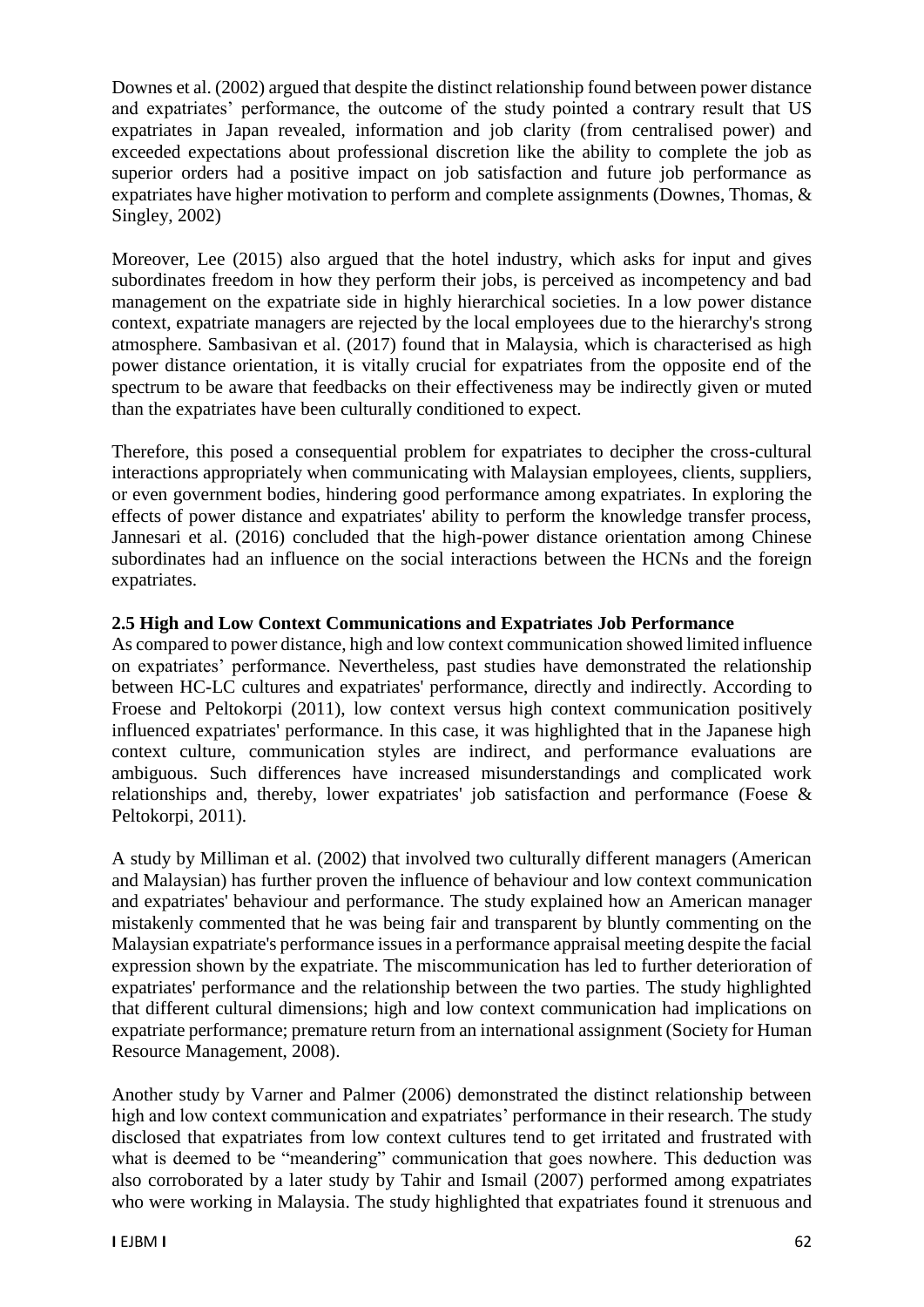Downes et al. (2002) argued that despite the distinct relationship found between power distance and expatriates' performance, the outcome of the study pointed a contrary result that US expatriates in Japan revealed, information and job clarity (from centralised power) and exceeded expectations about professional discretion like the ability to complete the job as superior orders had a positive impact on job satisfaction and future job performance as expatriates have higher motivation to perform and complete assignments (Downes, Thomas, & Singley, 2002)

Moreover, Lee (2015) also argued that the hotel industry, which asks for input and gives subordinates freedom in how they perform their jobs, is perceived as incompetency and bad management on the expatriate side in highly hierarchical societies. In a low power distance context, expatriate managers are rejected by the local employees due to the hierarchy's strong atmosphere. Sambasivan et al. (2017) found that in Malaysia, which is characterised as high power distance orientation, it is vitally crucial for expatriates from the opposite end of the spectrum to be aware that feedbacks on their effectiveness may be indirectly given or muted than the expatriates have been culturally conditioned to expect.

Therefore, this posed a consequential problem for expatriates to decipher the cross-cultural interactions appropriately when communicating with Malaysian employees, clients, suppliers, or even government bodies, hindering good performance among expatriates. In exploring the effects of power distance and expatriates' ability to perform the knowledge transfer process, Jannesari et al. (2016) concluded that the high-power distance orientation among Chinese subordinates had an influence on the social interactions between the HCNs and the foreign expatriates.

## 2.5 High and Low Context Communications and Expatriates Job Performance

As compared to power distance, high and low context communication showed limited influence on expatriates' performance. Nevertheless, past studies have demonstrated the relationship between HC-LC cultures and expatriates' performance, directly and indirectly. According to Froese and Peltokorpi (2011), low context versus high context communication positively influenced expatriates' performance. In this case, it was highlighted that in the Japanese high context culture, communication styles are indirect, and performance evaluations are ambiguous. Such differences have increased misunderstandings and complicated work relationships and, thereby, lower expatriates' job satisfaction and performance (Foese & Peltokorpi, 2011).

A study by Milliman et al. (2002) that involved two culturally different managers (American and Malaysian) has further proven the influence of behaviour and low context communication and expatriates' behaviour and performance. The study explained how an American manager mistakenly commented that he was being fair and transparent by bluntly commenting on the Malaysian expatriate's performance issues in a performance appraisal meeting despite the facial expression shown by the expatriate. The miscommunication has led to further deterioration of expatriates' performance and the relationship between the two parties. The study highlighted that different cultural dimensions; high and low context communication had implications on expatriate performance; premature return from an international assignment (Society for Human Resource Management, 2008).

Another study by Varner and Palmer (2006) demonstrated the distinct relationship between high and low context communication and expatriates' performance in their research. The study disclosed that expatriates from low context cultures tend to get irritated and frustrated with what is deemed to be "meandering" communication that goes nowhere. This deduction was also corroborated by a later study by Tahir and Ismail (2007) performed among expatriates who were working in Malaysia. The study highlighted that expatriates found it strenuous and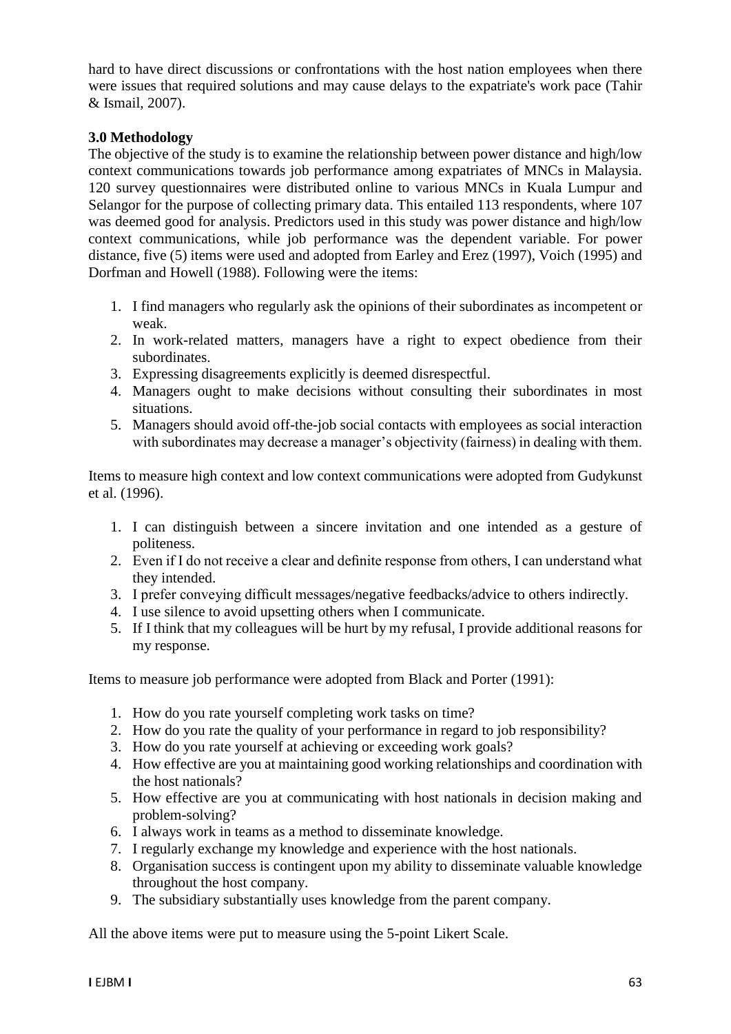hard to have direct discussions or confrontations with the host nation employees when there were issues that required solutions and may cause delays to the expatriate's work pace (Tahir & Ismail, 2007).

## 3.0 Methodology

The objective of the study is to examine the relationship between power distance and high/low context communications towards job performance among expatriates of MNCs in Malaysia. 120 survey questionnaires were distributed online to various MNCs in Kuala Lumpur and Selangor for the purpose of collecting primary data. This entailed 113 respondents, where 107 was deemed good for analysis. Predictors used in this study was power distance and high/low context communications, while job performance was the dependent variable. For power distance, five (5) items were used and adopted from Earley and Erez (1997), Voich (1995) and Dorfman and Howell (1988). Following were the items:

1. I find managers who regularly ask the opinions of their subordinates as incompetent or weak.
2. In work-related matters, managers have a right to expect obedience from their subordinates.
3. Expressing disagreements explicitly is deemed disrespectful.
4. Managers ought to make decisions without consulting their subordinates in most situations.
5. Managers should avoid off-the-job social contacts with employees as social interaction with subordinates may decrease a manager's objectivity (fairness) in dealing with them.

Items to measure high context and low context communications were adopted from Gudykunst et al. (1996).

1. I can distinguish between a sincere invitation and one intended as a gesture of politeness.
2. Even if I do not receive a clear and definite response from others, I can understand what they intended.
3. I prefer conveying difficult messages/negative feedbacks/advice to others indirectly.
4. I use silence to avoid upsetting others when I communicate.
5. If I think that my colleagues will be hurt by my refusal, I provide additional reasons for my response.

Items to measure job performance were adopted from Black and Porter (1991):

1. How do you rate yourself completing work tasks on time?
2. How do you rate the quality of your performance in regard to job responsibility?
3. How do you rate yourself at achieving or exceeding work goals?
4. How effective are you at maintaining good working relationships and coordination with the host nationals?
5. How effective are you at communicating with host nationals in decision making and problem-solving?
6. I always work in teams as a method to disseminate knowledge.
7. I regularly exchange my knowledge and experience with the host nationals.
8. Organisation success is contingent upon my ability to disseminate valuable knowledge throughout the host company.
9. The subsidiary substantially uses knowledge from the parent company.

All the above items were put to measure using the 5-point Likert Scale.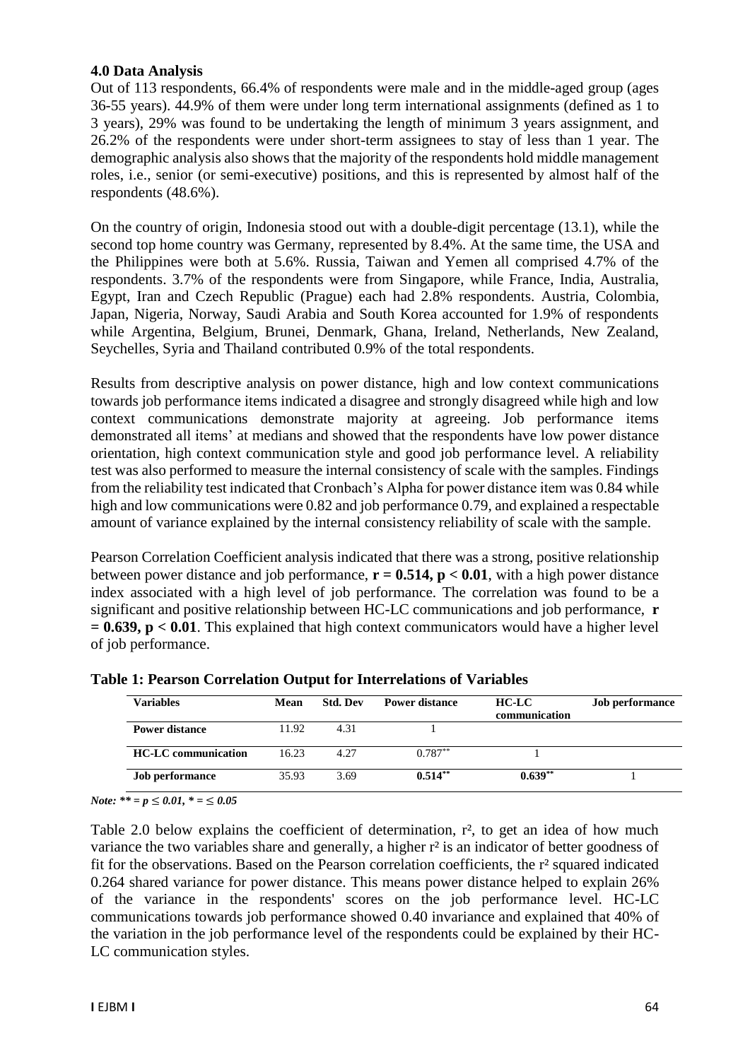### 4.0 Data Analysis

Out of 113 respondents, 66.4% of respondents were male and in the middle-aged group (ages 36-55 years). 44.9% of them were under long term international assignments (defined as 1 to 3 years), 29% was found to be undertaking the length of minimum 3 years assignment, and 26.2% of the respondents were under short-term assignees to stay of less than 1 year. The demographic analysis also shows that the majority of the respondents hold middle management roles, i.e., senior (or semi-executive) positions, and this is represented by almost half of the respondents (48.6%).

On the country of origin, Indonesia stood out with a double-digit percentage (13.1), while the second top home country was Germany, represented by 8.4%. At the same time, the USA and the Philippines were both at 5.6%. Russia, Taiwan and Yemen all comprised 4.7% of the respondents. 3.7% of the respondents were from Singapore, while France, India, Australia, Egypt, Iran and Czech Republic (Prague) each had 2.8% respondents. Austria, Colombia, Japan, Nigeria, Norway, Saudi Arabia and South Korea accounted for 1.9% of respondents while Argentina, Belgium, Brunei, Denmark, Ghana, Ireland, Netherlands, New Zealand, Seychelles, Syria and Thailand contributed 0.9% of the total respondents.

Results from descriptive analysis on power distance, high and low context communications towards job performance items indicated a disagree and strongly disagreed while high and low context communications demonstrate majority at agreeing. Job performance items demonstrated all items' at medians and showed that the respondents have low power distance orientation, high context communication style and good job performance level. A reliability test was also performed to measure the internal consistency of scale with the samples. Findings from the reliability test indicated that Cronbach's Alpha for power distance item was 0.84 while high and low communications were 0.82 and job performance 0.79, and explained a respectable amount of variance explained by the internal consistency reliability of scale with the sample.

Pearson Correlation Coefficient analysis indicated that there was a strong, positive relationship between power distance and job performance, $\mathbf{r = 0.514, p < 0.01}$, with a high power distance index associated with a high level of job performance. The correlation was found to be a significant and positive relationship between HC-LC communications and job performance, $\mathbf{r = 0.639, p < 0.01}$. This explained that high context communicators would have a higher level of job performance.

**Table 1: Pearson Correlation Output for Interrelations of Variables**

| Variables | Mean | Std. Dev | Power distance | HC-LC communication | Job performance |
|---|---|---|---|---|---|
| **Power distance** | 11.92 | 4.31 | 1 | | |
| **HC-LC communication** | 16.23 | 4.27 | $0.787^{**}$ | 1 | |
| **Job performance** | 35.93 | 3.69 | $\mathbf{0.514^{**}}$ | $\mathbf{0.639^{**}}$ | 1 |

*Note: ** = $p \leq 0.01$, * = $\leq 0.05$*

Table 2.0 below explains the coefficient of determination, $r^2$, to get an idea of how much variance the two variables share and generally, a higher $r^2$ is an indicator of better goodness of fit for the observations. Based on the Pearson correlation coefficients, the $r^2$ squared indicated 0.264 shared variance for power distance. This means power distance helped to explain 26% of the variance in the respondents' scores on the job performance level. HC-LC communications towards job performance showed 0.40 invariance and explained that 40% of the variation in the job performance level of the respondents could be explained by their HC-LC communication styles.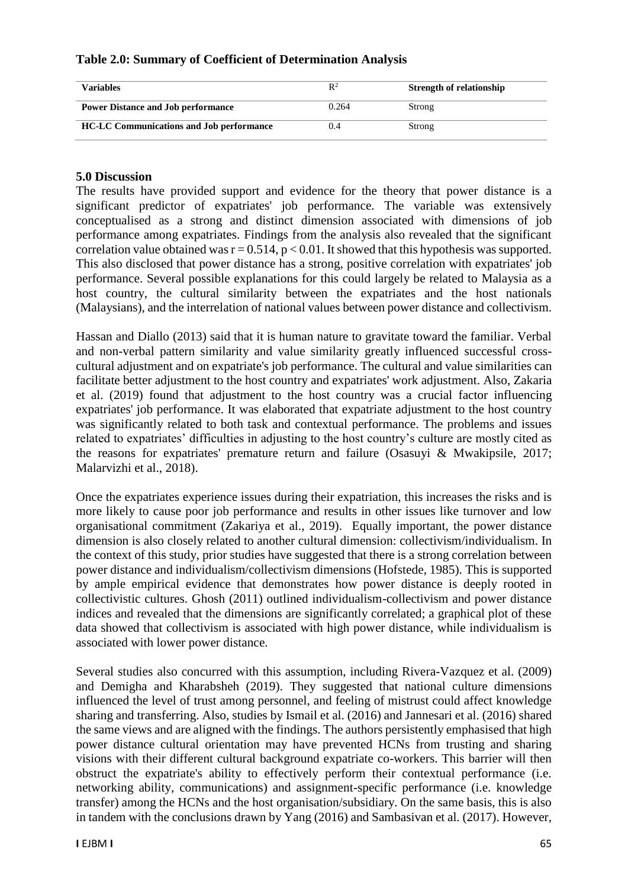**Table 2.0: Summary of Coefficient of Determination Analysis**

| Variables | $R^2$ | Strength of relationship |
|---|---|---|
| **Power Distance and Job performance** | 0.264 | Strong |
| **HC-LC Communications and Job performance** | 0.4 | Strong |

## 5.0 Discussion

The results have provided support and evidence for the theory that power distance is a significant predictor of expatriates' job performance. The variable was extensively conceptualised as a strong and distinct dimension associated with dimensions of job performance among expatriates. Findings from the analysis also revealed that the significant correlation value obtained was $r = 0.514$, $p < 0.01$. It showed that this hypothesis was supported. This also disclosed that power distance has a strong, positive correlation with expatriates' job performance. Several possible explanations for this could largely be related to Malaysia as a host country, the cultural similarity between the expatriates and the host nationals (Malaysians), and the interrelation of national values between power distance and collectivism.

Hassan and Diallo (2013) said that it is human nature to gravitate toward the familiar. Verbal and non-verbal pattern similarity and value similarity greatly influenced successful cross-cultural adjustment and on expatriate's job performance. The cultural and value similarities can facilitate better adjustment to the host country and expatriates' work adjustment. Also, Zakaria et al. (2019) found that adjustment to the host country was a crucial factor influencing expatriates' job performance. It was elaborated that expatriate adjustment to the host country was significantly related to both task and contextual performance. The problems and issues related to expatriates' difficulties in adjusting to the host country's culture are mostly cited as the reasons for expatriates' premature return and failure (Osasuyi & Mwakipsile, 2017; Malarvizhi et al., 2018).

Once the expatriates experience issues during their expatriation, this increases the risks and is more likely to cause poor job performance and results in other issues like turnover and low organisational commitment (Zakariya et al., 2019). Equally important, the power distance dimension is also closely related to another cultural dimension: collectivism/individualism. In the context of this study, prior studies have suggested that there is a strong correlation between power distance and individualism/collectivism dimensions (Hofstede, 1985). This is supported by ample empirical evidence that demonstrates how power distance is deeply rooted in collectivistic cultures. Ghosh (2011) outlined individualism-collectivism and power distance indices and revealed that the dimensions are significantly correlated; a graphical plot of these data showed that collectivism is associated with high power distance, while individualism is associated with lower power distance.

Several studies also concurred with this assumption, including Rivera-Vazquez et al. (2009) and Demigha and Kharabsheh (2019). They suggested that national culture dimensions influenced the level of trust among personnel, and feeling of mistrust could affect knowledge sharing and transferring. Also, studies by Ismail et al. (2016) and Jannesari et al. (2016) shared the same views and are aligned with the findings. The authors persistently emphasised that high power distance cultural orientation may have prevented HCNs from trusting and sharing visions with their different cultural background expatriate co-workers. This barrier will then obstruct the expatriate's ability to effectively perform their contextual performance (i.e. networking ability, communications) and assignment-specific performance (i.e. knowledge transfer) among the HCNs and the host organisation/subsidiary. On the same basis, this is also in tandem with the conclusions drawn by Yang (2016) and Sambasivan et al. (2017). However,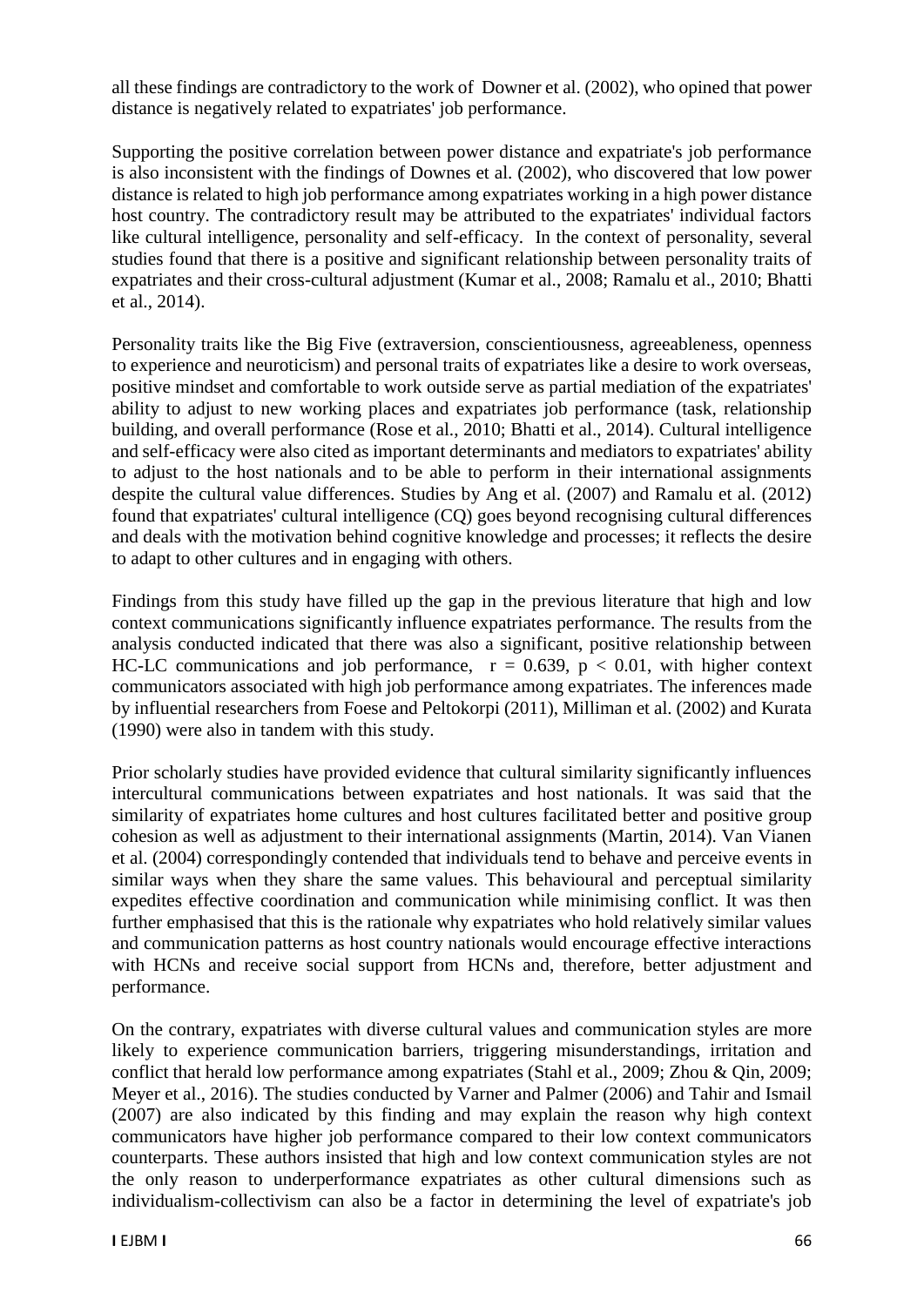all these findings are contradictory to the work of Downer et al. (2002), who opined that power distance is negatively related to expatriates' job performance.

Supporting the positive correlation between power distance and expatriate's job performance is also inconsistent with the findings of Downes et al. (2002), who discovered that low power distance is related to high job performance among expatriates working in a high power distance host country. The contradictory result may be attributed to the expatriates' individual factors like cultural intelligence, personality and self-efficacy. In the context of personality, several studies found that there is a positive and significant relationship between personality traits of expatriates and their cross-cultural adjustment (Kumar et al., 2008; Ramalu et al., 2010; Bhatti et al., 2014).

Personality traits like the Big Five (extraversion, conscientiousness, agreeableness, openness to experience and neuroticism) and personal traits of expatriates like a desire to work overseas, positive mindset and comfortable to work outside serve as partial mediation of the expatriates' ability to adjust to new working places and expatriates job performance (task, relationship building, and overall performance (Rose et al., 2010; Bhatti et al., 2014). Cultural intelligence and self-efficacy were also cited as important determinants and mediators to expatriates' ability to adjust to the host nationals and to be able to perform in their international assignments despite the cultural value differences. Studies by Ang et al. (2007) and Ramalu et al. (2012) found that expatriates' cultural intelligence (CQ) goes beyond recognising cultural differences and deals with the motivation behind cognitive knowledge and processes; it reflects the desire to adapt to other cultures and in engaging with others.

Findings from this study have filled up the gap in the previous literature that high and low context communications significantly influence expatriates performance. The results from the analysis conducted indicated that there was also a significant, positive relationship between HC-LC communications and job performance, $r = 0.639$, $p < 0.01$, with higher context communicators associated with high job performance among expatriates. The inferences made by influential researchers from Foese and Peltokorpi (2011), Milliman et al. (2002) and Kurata (1990) were also in tandem with this study.

Prior scholarly studies have provided evidence that cultural similarity significantly influences intercultural communications between expatriates and host nationals. It was said that the similarity of expatriates home cultures and host cultures facilitated better and positive group cohesion as well as adjustment to their international assignments (Martin, 2014). Van Vianen et al. (2004) correspondingly contended that individuals tend to behave and perceive events in similar ways when they share the same values. This behavioural and perceptual similarity expedites effective coordination and communication while minimising conflict. It was then further emphasised that this is the rationale why expatriates who hold relatively similar values and communication patterns as host country nationals would encourage effective interactions with HCNs and receive social support from HCNs and, therefore, better adjustment and performance.

On the contrary, expatriates with diverse cultural values and communication styles are more likely to experience communication barriers, triggering misunderstandings, irritation and conflict that herald low performance among expatriates (Stahl et al., 2009; Zhou & Qin, 2009; Meyer et al., 2016). The studies conducted by Varner and Palmer (2006) and Tahir and Ismail (2007) are also indicated by this finding and may explain the reason why high context communicators have higher job performance compared to their low context communicators counterparts. These authors insisted that high and low context communication styles are not the only reason to underperformance expatriates as other cultural dimensions such as individualism-collectivism can also be a factor in determining the level of expatriate's job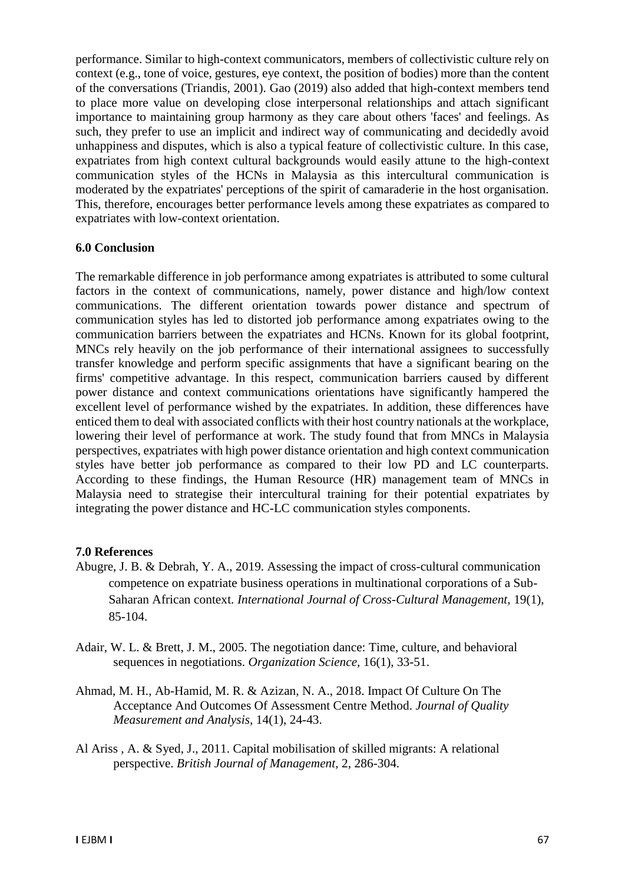performance. Similar to high-context communicators, members of collectivistic culture rely on context (e.g., tone of voice, gestures, eye context, the position of bodies) more than the content of the conversations (Triandis, 2001). Gao (2019) also added that high-context members tend to place more value on developing close interpersonal relationships and attach significant importance to maintaining group harmony as they care about others 'faces' and feelings. As such, they prefer to use an implicit and indirect way of communicating and decidedly avoid unhappiness and disputes, which is also a typical feature of collectivistic culture. In this case, expatriates from high context cultural backgrounds would easily attune to the high-context communication styles of the HCNs in Malaysia as this intercultural communication is moderated by the expatriates' perceptions of the spirit of camaraderie in the host organisation. This, therefore, encourages better performance levels among these expatriates as compared to expatriates with low-context orientation.

## 6.0 Conclusion

The remarkable difference in job performance among expatriates is attributed to some cultural factors in the context of communications, namely, power distance and high/low context communications. The different orientation towards power distance and spectrum of communication styles has led to distorted job performance among expatriates owing to the communication barriers between the expatriates and HCNs. Known for its global footprint, MNCs rely heavily on the job performance of their international assignees to successfully transfer knowledge and perform specific assignments that have a significant bearing on the firms' competitive advantage. In this respect, communication barriers caused by different power distance and context communications orientations have significantly hampered the excellent level of performance wished by the expatriates. In addition, these differences have enticed them to deal with associated conflicts with their host country nationals at the workplace, lowering their level of performance at work. The study found that from MNCs in Malaysia perspectives, expatriates with high power distance orientation and high context communication styles have better job performance as compared to their low PD and LC counterparts. According to these findings, the Human Resource (HR) management team of MNCs in Malaysia need to strategise their intercultural training for their potential expatriates by integrating the power distance and HC-LC communication styles components.

## 7.0 References

Abugre, J. B. & Debrah, Y. A., 2019. Assessing the impact of cross-cultural communication competence on expatriate business operations in multinational corporations of a Sub-Saharan African context. *International Journal of Cross-Cultural Management,* 19(1), 85-104.

Adair, W. L. & Brett, J. M., 2005. The negotiation dance: Time, culture, and behavioral sequences in negotiations. *Organization Science,* 16(1), 33-51.

Ahmad, M. H., Ab-Hamid, M. R. & Azizan, N. A., 2018. Impact Of Culture On The Acceptance And Outcomes Of Assessment Centre Method. *Journal of Quality Measurement and Analysis,* 14(1), 24-43.

Al Ariss , A. & Syed, J., 2011. Capital mobilisation of skilled migrants: A relational perspective. *British Journal of Management,* 2, 286-304.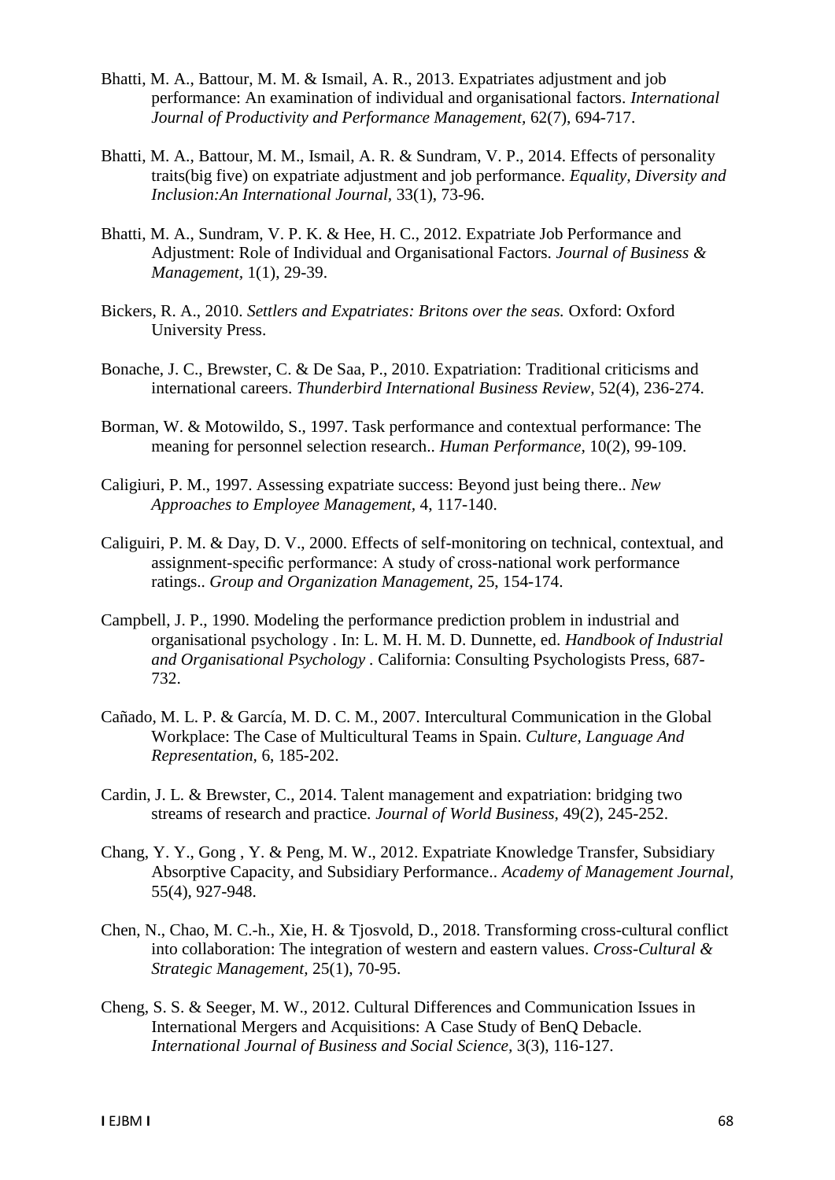Bhatti, M. A., Battour, M. M. & Ismail, A. R., 2013. Expatriates adjustment and job performance: An examination of individual and organisational factors. *International Journal of Productivity and Performance Management,* 62(7), 694-717.

Bhatti, M. A., Battour, M. M., Ismail, A. R. & Sundram, V. P., 2014. Effects of personality traits(big five) on expatriate adjustment and job performance. *Equality, Diversity and Inclusion:An International Journal,* 33(1), 73-96.

Bhatti, M. A., Sundram, V. P. K. & Hee, H. C., 2012. Expatriate Job Performance and Adjustment: Role of Individual and Organisational Factors. *Journal of Business & Management,* 1(1), 29-39.

Bickers, R. A., 2010. *Settlers and Expatriates: Britons over the seas.* Oxford: Oxford University Press.

Bonache, J. C., Brewster, C. & De Saa, P., 2010. Expatriation: Traditional criticisms and international careers. *Thunderbird International Business Review,* 52(4), 236-274.

Borman, W. & Motowildo, S., 1997. Task performance and contextual performance: The meaning for personnel selection research.. *Human Performance,* 10(2), 99-109.

Caligiuri, P. M., 1997. Assessing expatriate success: Beyond just being there.. *New Approaches to Employee Management,* 4, 117-140.

Caliguiri, P. M. & Day, D. V., 2000. Effects of self-monitoring on technical, contextual, and assignment-specific performance: A study of cross-national work performance ratings.. *Group and Organization Management,* 25, 154-174.

Campbell, J. P., 1990. Modeling the performance prediction problem in industrial and organisational psychology . In: L. M. H. M. D. Dunnette, ed. *Handbook of Industrial and Organisational Psychology .* California: Consulting Psychologists Press, 687-732.

Cañado, M. L. P. & García, M. D. C. M., 2007. Intercultural Communication in the Global Workplace: The Case of Multicultural Teams in Spain. *Culture, Language And Representation,* 6, 185-202.

Cardin, J. L. & Brewster, C., 2014. Talent management and expatriation: bridging two streams of research and practice. *Journal of World Business,* 49(2), 245-252.

Chang, Y. Y., Gong , Y. & Peng, M. W., 2012. Expatriate Knowledge Transfer, Subsidiary Absorptive Capacity, and Subsidiary Performance.. *Academy of Management Journal,* 55(4), 927-948.

Chen, N., Chao, M. C.-h., Xie, H. & Tjosvold, D., 2018. Transforming cross-cultural conflict into collaboration: The integration of western and eastern values. *Cross-Cultural & Strategic Management,* 25(1), 70-95.

Cheng, S. S. & Seeger, M. W., 2012. Cultural Differences and Communication Issues in International Mergers and Acquisitions: A Case Study of BenQ Debacle. *International Journal of Business and Social Science,* 3(3), 116-127.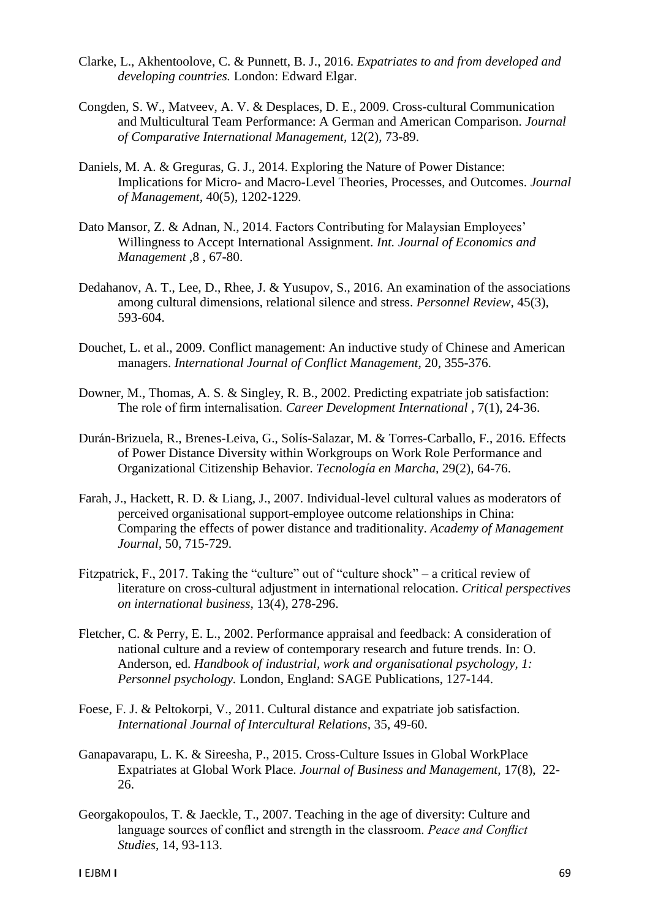Clarke, L., Akhentoolove, C. & Punnett, B. J., 2016. *Expatriates to and from developed and developing countries.* London: Edward Elgar.

Congden, S. W., Matveev, A. V. & Desplaces, D. E., 2009. Cross-cultural Communication and Multicultural Team Performance: A German and American Comparison. *Journal of Comparative International Management*, 12(2), 73-89.

Daniels, M. A. & Greguras, G. J., 2014. Exploring the Nature of Power Distance: Implications for Micro- and Macro-Level Theories, Processes, and Outcomes. *Journal of Management*, 40(5), 1202-1229.

Dato Mansor, Z. & Adnan, N., 2014. Factors Contributing for Malaysian Employees' Willingness to Accept International Assignment. *Int. Journal of Economics and Management* ,8 , 67-80.

Dedahanov, A. T., Lee, D., Rhee, J. & Yusupov, S., 2016. An examination of the associations among cultural dimensions, relational silence and stress. *Personnel Review*, 45(3), 593-604.

Douchet, L. et al., 2009. Conflict management: An inductive study of Chinese and American managers. *International Journal of Conflict Management*, 20, 355-376.

Downer, M., Thomas, A. S. & Singley, R. B., 2002. Predicting expatriate job satisfaction: The role of firm internalisation. *Career Development International* , 7(1), 24-36.

Durán-Brizuela, R., Brenes-Leiva, G., Solís-Salazar, M. & Torres-Carballo, F., 2016. Effects of Power Distance Diversity within Workgroups on Work Role Performance and Organizational Citizenship Behavior. *Tecnología en Marcha*, 29(2), 64-76.

Farah, J., Hackett, R. D. & Liang, J., 2007. Individual-level cultural values as moderators of perceived organisational support-employee outcome relationships in China: Comparing the effects of power distance and traditionality. *Academy of Management Journal*, 50, 715-729.

Fitzpatrick, F., 2017. Taking the "culture" out of "culture shock" – a critical review of literature on cross-cultural adjustment in international relocation. *Critical perspectives on international business*, 13(4), 278-296.

Fletcher, C. & Perry, E. L., 2002. Performance appraisal and feedback: A consideration of national culture and a review of contemporary research and future trends. In: O. Anderson, ed. *Handbook of industrial, work and organisational psychology, 1: Personnel psychology.* London, England: SAGE Publications, 127-144.

Foese, F. J. & Peltokorpi, V., 2011. Cultural distance and expatriate job satisfaction. *International Journal of Intercultural Relations*, 35, 49-60.

Ganapavarapu, L. K. & Sireesha, P., 2015. Cross-Culture Issues in Global WorkPlace Expatriates at Global Work Place. *Journal of Business and Management*, 17(8), 22-26.

Georgakopoulos, T. & Jaeckle, T., 2007. Teaching in the age of diversity: Culture and language sources of conflict and strength in the classroom. *Peace and Conflict Studies*, 14, 93-113.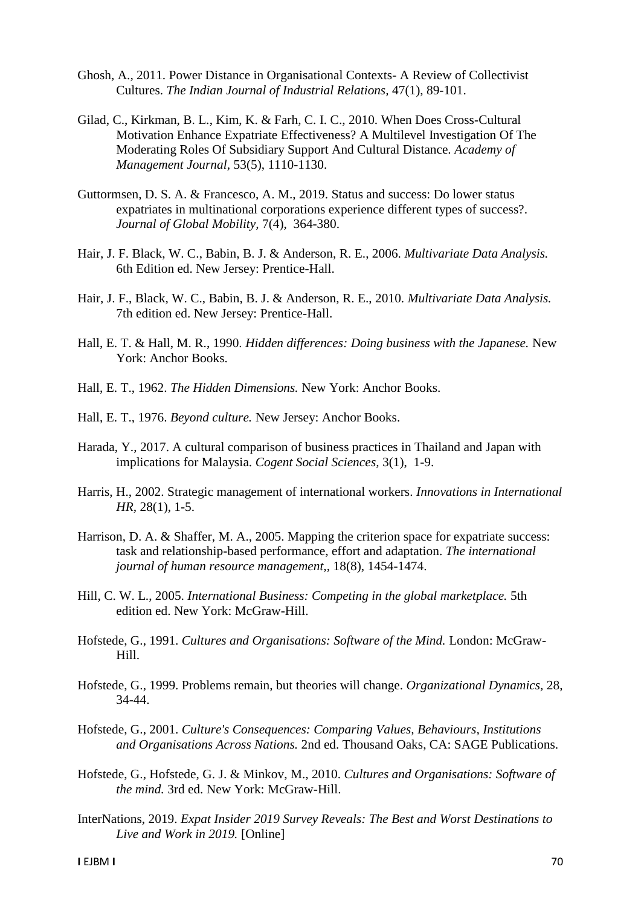Ghosh, A., 2011. Power Distance in Organisational Contexts- A Review of Collectivist Cultures. *The Indian Journal of Industrial Relations*, 47(1), 89-101.

Gilad, C., Kirkman, B. L., Kim, K. & Farh, C. I. C., 2010. When Does Cross-Cultural Motivation Enhance Expatriate Effectiveness? A Multilevel Investigation Of The Moderating Roles Of Subsidiary Support And Cultural Distance. *Academy of Management Journal*, 53(5), 1110-1130.

Guttormsen, D. S. A. & Francesco, A. M., 2019. Status and success: Do lower status expatriates in multinational corporations experience different types of success?. *Journal of Global Mobility*, 7(4), 364-380.

Hair, J. F. Black, W. C., Babin, B. J. & Anderson, R. E., 2006. *Multivariate Data Analysis.* 6th Edition ed. New Jersey: Prentice-Hall.

Hair, J. F., Black, W. C., Babin, B. J. & Anderson, R. E., 2010. *Multivariate Data Analysis.* 7th edition ed. New Jersey: Prentice-Hall.

Hall, E. T. & Hall, M. R., 1990. *Hidden differences: Doing business with the Japanese.* New York: Anchor Books.

Hall, E. T., 1962. *The Hidden Dimensions.* New York: Anchor Books.

Hall, E. T., 1976. *Beyond culture.* New Jersey: Anchor Books.

Harada, Y., 2017. A cultural comparison of business practices in Thailand and Japan with implications for Malaysia. *Cogent Social Sciences*, 3(1), 1-9.

Harris, H., 2002. Strategic management of international workers. *Innovations in International HR*, 28(1), 1-5.

Harrison, D. A. & Shaffer, M. A., 2005. Mapping the criterion space for expatriate success: task and relationship-based performance, effort and adaptation. *The international journal of human resource management*,, 18(8), 1454-1474.

Hill, C. W. L., 2005. *International Business: Competing in the global marketplace.* 5th edition ed. New York: McGraw-Hill.

Hofstede, G., 1991. *Cultures and Organisations: Software of the Mind.* London: McGraw-Hill.

Hofstede, G., 1999. Problems remain, but theories will change. *Organizational Dynamics*, 28, 34-44.

Hofstede, G., 2001. *Culture's Consequences: Comparing Values, Behaviours, Institutions and Organisations Across Nations.* 2nd ed. Thousand Oaks, CA: SAGE Publications.

Hofstede, G., Hofstede, G. J. & Minkov, M., 2010. *Cultures and Organisations: Software of the mind.* 3rd ed. New York: McGraw-Hill.

InterNations, 2019. *Expat Insider 2019 Survey Reveals: The Best and Worst Destinations to Live and Work in 2019.* [Online]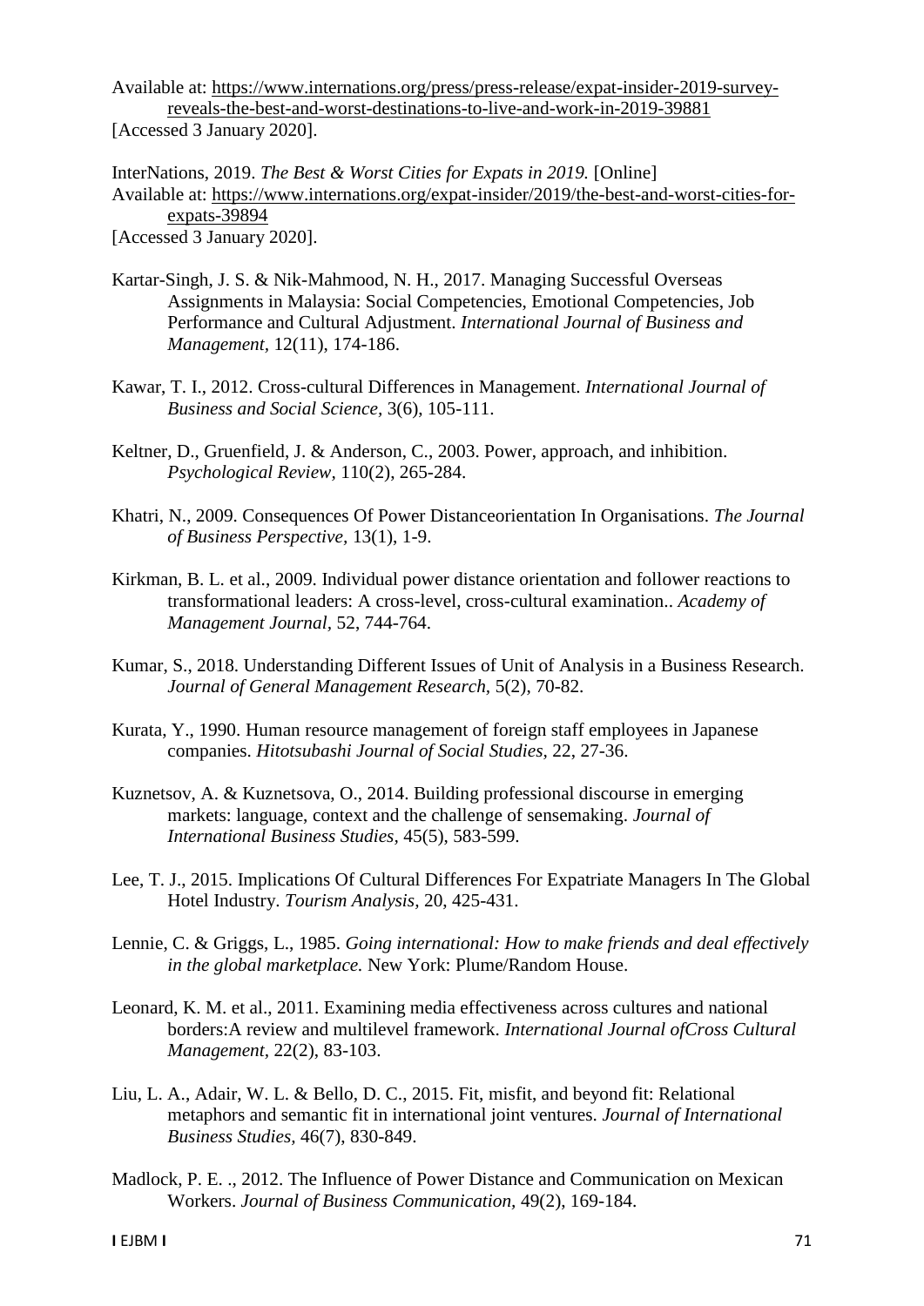Available at: https://www.internations.org/press/press-release/expat-insider-2019-survey-reveals-the-best-and-worst-destinations-to-live-and-work-in-2019-39881 [Accessed 3 January 2020].

InterNations, 2019. *The Best & Worst Cities for Expats in 2019.* [Online] Available at: https://www.internations.org/expat-insider/2019/the-best-and-worst-cities-for-expats-39894 [Accessed 3 January 2020].

Kartar-Singh, J. S. & Nik-Mahmood, N. H., 2017. Managing Successful Overseas Assignments in Malaysia: Social Competencies, Emotional Competencies, Job Performance and Cultural Adjustment. *International Journal of Business and Management,* 12(11), 174-186.

Kawar, T. I., 2012. Cross-cultural Differences in Management. *International Journal of Business and Social Science,* 3(6), 105-111.

Keltner, D., Gruenfield, J. & Anderson, C., 2003. Power, approach, and inhibition. *Psychological Review,* 110(2), 265-284.

Khatri, N., 2009. Consequences Of Power Distanceorientation In Organisations. *The Journal of Business Perspective,* 13(1), 1-9.

Kirkman, B. L. et al., 2009. Individual power distance orientation and follower reactions to transformational leaders: A cross-level, cross-cultural examination.. *Academy of Management Journal,* 52, 744-764.

Kumar, S., 2018. Understanding Different Issues of Unit of Analysis in a Business Research. *Journal of General Management Research,* 5(2), 70-82.

Kurata, Y., 1990. Human resource management of foreign staff employees in Japanese companies. *Hitotsubashi Journal of Social Studies,* 22, 27-36.

Kuznetsov, A. & Kuznetsova, O., 2014. Building professional discourse in emerging markets: language, context and the challenge of sensemaking. *Journal of International Business Studies,* 45(5), 583-599.

Lee, T. J., 2015. Implications Of Cultural Differences For Expatriate Managers In The Global Hotel Industry. *Tourism Analysis,* 20, 425-431.

Lennie, C. & Griggs, L., 1985. *Going international: How to make friends and deal effectively in the global marketplace.* New York: Plume/Random House.

Leonard, K. M. et al., 2011. Examining media effectiveness across cultures and national borders:A review and multilevel framework. *International Journal ofCross Cultural Management,* 22(2), 83-103.

Liu, L. A., Adair, W. L. & Bello, D. C., 2015. Fit, misfit, and beyond fit: Relational metaphors and semantic fit in international joint ventures. *Journal of International Business Studies,* 46(7), 830-849.

Madlock, P. E. ., 2012. The Influence of Power Distance and Communication on Mexican Workers. *Journal of Business Communication,* 49(2), 169-184.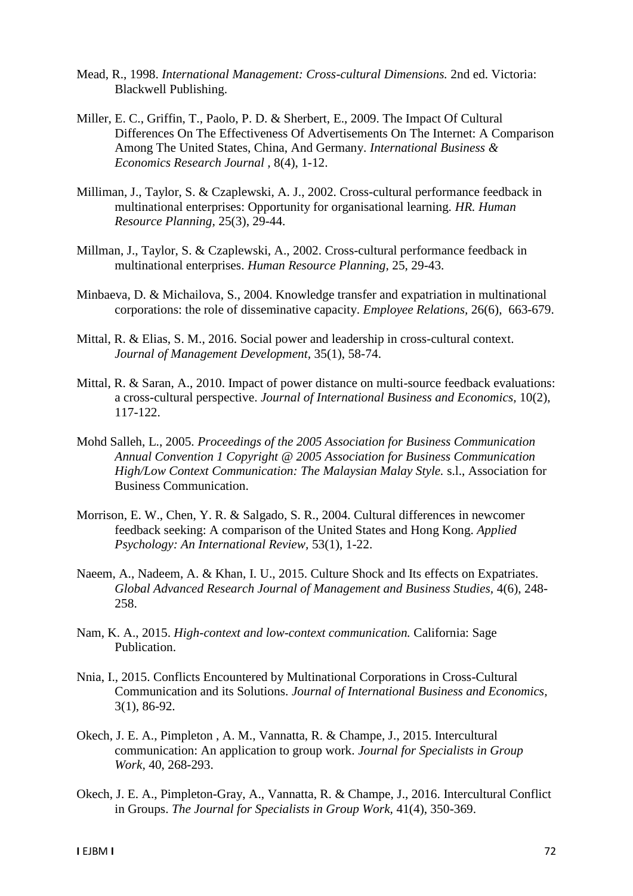Mead, R., 1998. *International Management: Cross-cultural Dimensions.* 2nd ed. Victoria: Blackwell Publishing.

Miller, E. C., Griffin, T., Paolo, P. D. & Sherbert, E., 2009. The Impact Of Cultural Differences On The Effectiveness Of Advertisements On The Internet: A Comparison Among The United States, China, And Germany. *International Business & Economics Research Journal ,* 8(4), 1-12.

Milliman, J., Taylor, S. & Czaplewski, A. J., 2002. Cross-cultural performance feedback in multinational enterprises: Opportunity for organisational learning. *HR. Human Resource Planning,* 25(3), 29-44.

Millman, J., Taylor, S. & Czaplewski, A., 2002. Cross-cultural performance feedback in multinational enterprises. *Human Resource Planning,* 25, 29-43.

Minbaeva, D. & Michailova, S., 2004. Knowledge transfer and expatriation in multinational corporations: the role of disseminative capacity. *Employee Relations*, 26(6), 663-679.

Mittal, R. & Elias, S. M., 2016. Social power and leadership in cross-cultural context. *Journal of Management Development,* 35(1), 58-74.

Mittal, R. & Saran, A., 2010. Impact of power distance on multi-source feedback evaluations: a cross-cultural perspective. *Journal of International Business and Economics,* 10(2), 117-122.

Mohd Salleh, L., 2005. *Proceedings of the 2005 Association for Business Communication Annual Convention 1 Copyright @ 2005 Association for Business Communication High/Low Context Communication: The Malaysian Malay Style.* s.l., Association for Business Communication.

Morrison, E. W., Chen, Y. R. & Salgado, S. R., 2004. Cultural differences in newcomer feedback seeking: A comparison of the United States and Hong Kong. *Applied Psychology: An International Review,* 53(1), 1-22.

Naeem, A., Nadeem, A. & Khan, I. U., 2015. Culture Shock and Its effects on Expatriates. *Global Advanced Research Journal of Management and Business Studies*, 4(6), 248-258.

Nam, K. A., 2015. *High-context and low-context communication.* California: Sage Publication.

Nnia, I., 2015. Conflicts Encountered by Multinational Corporations in Cross-Cultural Communication and its Solutions. *Journal of International Business and Economics,* 3(1), 86-92.

Okech, J. E. A., Pimpleton , A. M., Vannatta, R. & Champe, J., 2015. Intercultural communication: An application to group work. *Journal for Specialists in Group Work,* 40, 268-293.

Okech, J. E. A., Pimpleton-Gray, A., Vannatta, R. & Champe, J., 2016. Intercultural Conflict in Groups. *The Journal for Specialists in Group Work,* 41(4), 350-369.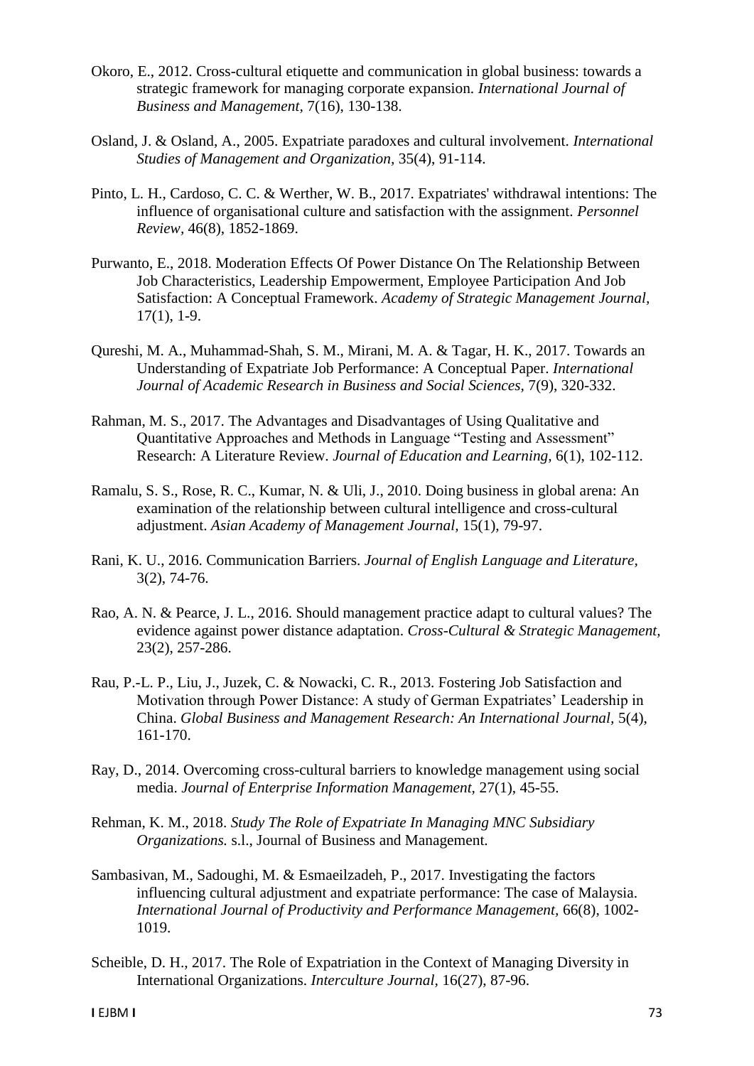Okoro, E., 2012. Cross-cultural etiquette and communication in global business: towards a strategic framework for managing corporate expansion. *International Journal of Business and Management,* 7(16), 130-138.

Osland, J. & Osland, A., 2005. Expatriate paradoxes and cultural involvement. *International Studies of Management and Organization,* 35(4), 91-114.

Pinto, L. H., Cardoso, C. C. & Werther, W. B., 2017. Expatriates' withdrawal intentions: The influence of organisational culture and satisfaction with the assignment. *Personnel Review,* 46(8), 1852-1869.

Purwanto, E., 2018. Moderation Effects Of Power Distance On The Relationship Between Job Characteristics, Leadership Empowerment, Employee Participation And Job Satisfaction: A Conceptual Framework. *Academy of Strategic Management Journal,* 17(1), 1-9.

Qureshi, M. A., Muhammad-Shah, S. M., Mirani, M. A. & Tagar, H. K., 2017. Towards an Understanding of Expatriate Job Performance: A Conceptual Paper. *International Journal of Academic Research in Business and Social Sciences,* 7(9), 320-332.

Rahman, M. S., 2017. The Advantages and Disadvantages of Using Qualitative and Quantitative Approaches and Methods in Language "Testing and Assessment" Research: A Literature Review. *Journal of Education and Learning,* 6(1), 102-112.

Ramalu, S. S., Rose, R. C., Kumar, N. & Uli, J., 2010. Doing business in global arena: An examination of the relationship between cultural intelligence and cross-cultural adjustment. *Asian Academy of Management Journal,* 15(1), 79-97.

Rani, K. U., 2016. Communication Barriers. *Journal of English Language and Literature,* 3(2), 74-76.

Rao, A. N. & Pearce, J. L., 2016. Should management practice adapt to cultural values? The evidence against power distance adaptation. *Cross-Cultural & Strategic Management,* 23(2), 257-286.

Rau, P.-L. P., Liu, J., Juzek, C. & Nowacki, C. R., 2013. Fostering Job Satisfaction and Motivation through Power Distance: A study of German Expatriates' Leadership in China. *Global Business and Management Research: An International Journal,* 5(4), 161-170.

Ray, D., 2014. Overcoming cross-cultural barriers to knowledge management using social media. *Journal of Enterprise Information Management,* 27(1), 45-55.

Rehman, K. M., 2018. *Study The Role of Expatriate In Managing MNC Subsidiary Organizations.* s.l., Journal of Business and Management.

Sambasivan, M., Sadoughi, M. & Esmaeilzadeh, P., 2017. Investigating the factors influencing cultural adjustment and expatriate performance: The case of Malaysia. *International Journal of Productivity and Performance Management,* 66(8), 1002-1019.

Scheible, D. H., 2017. The Role of Expatriation in the Context of Managing Diversity in International Organizations. *Interculture Journal,* 16(27), 87-96.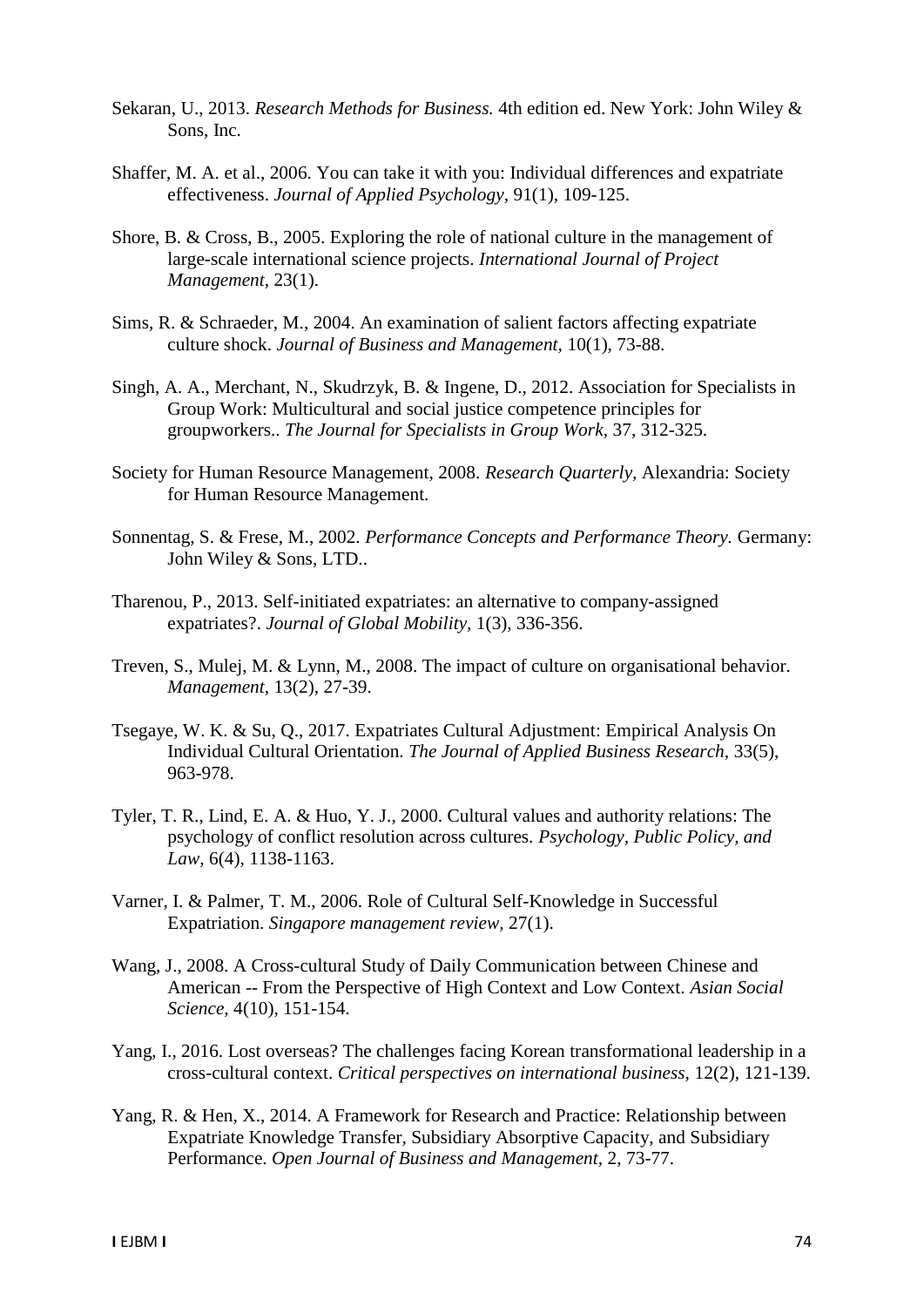Sekaran, U., 2013. *Research Methods for Business.* 4th edition ed. New York: John Wiley & Sons, Inc.

Shaffer, M. A. et al., 2006. You can take it with you: Individual differences and expatriate effectiveness. *Journal of Applied Psychology,* 91(1), 109-125.

Shore, B. & Cross, B., 2005. Exploring the role of national culture in the management of large-scale international science projects. *International Journal of Project Management,* 23(1).

Sims, R. & Schraeder, M., 2004. An examination of salient factors affecting expatriate culture shock. *Journal of Business and Management,* 10(1), 73-88.

Singh, A. A., Merchant, N., Skudrzyk, B. & Ingene, D., 2012. Association for Specialists in Group Work: Multicultural and social justice competence principles for groupworkers.. *The Journal for Specialists in Group Work,* 37, 312-325.

Society for Human Resource Management, 2008. *Research Quarterly,* Alexandria: Society for Human Resource Management.

Sonnentag, S. & Frese, M., 2002. *Performance Concepts and Performance Theory.* Germany: John Wiley & Sons, LTD..

Tharenou, P., 2013. Self-initiated expatriates: an alternative to company-assigned expatriates?. *Journal of Global Mobility,* 1(3), 336-356.

Treven, S., Mulej, M. & Lynn, M., 2008. The impact of culture on organisational behavior. *Management,* 13(2), 27-39.

Tsegaye, W. K. & Su, Q., 2017. Expatriates Cultural Adjustment: Empirical Analysis On Individual Cultural Orientation. *The Journal of Applied Business Research,* 33(5), 963-978.

Tyler, T. R., Lind, E. A. & Huo, Y. J., 2000. Cultural values and authority relations: The psychology of conflict resolution across cultures. *Psychology, Public Policy, and Law,* 6(4), 1138-1163.

Varner, I. & Palmer, T. M., 2006. Role of Cultural Self-Knowledge in Successful Expatriation. *Singapore management review,* 27(1).

Wang, J., 2008. A Cross-cultural Study of Daily Communication between Chinese and American -- From the Perspective of High Context and Low Context. *Asian Social Science,* 4(10), 151-154.

Yang, I., 2016. Lost overseas? The challenges facing Korean transformational leadership in a cross-cultural context. *Critical perspectives on international business,* 12(2), 121-139.

Yang, R. & Hen, X., 2014. A Framework for Research and Practice: Relationship between Expatriate Knowledge Transfer, Subsidiary Absorptive Capacity, and Subsidiary Performance. *Open Journal of Business and Management,* 2, 73-77.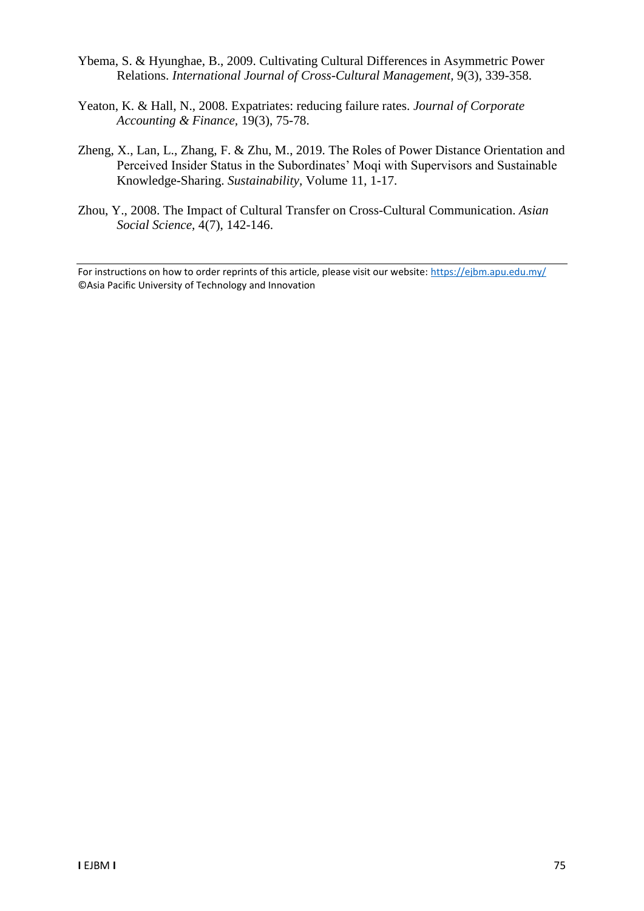Ybema, S. & Hyunghae, B., 2009. Cultivating Cultural Differences in Asymmetric Power Relations. *International Journal of Cross-Cultural Management,* 9(3), 339-358.

Yeaton, K. & Hall, N., 2008. Expatriates: reducing failure rates. *Journal of Corporate Accounting & Finance*, 19(3), 75-78.

Zheng, X., Lan, L., Zhang, F. & Zhu, M., 2019. The Roles of Power Distance Orientation and Perceived Insider Status in the Subordinates' Moqi with Supervisors and Sustainable Knowledge-Sharing. *Sustainability,* Volume 11, 1-17.

Zhou, Y., 2008. The Impact of Cultural Transfer on Cross-Cultural Communication. *Asian Social Science,* 4(7), 142-146.

---

For instructions on how to order reprints of this article, please visit our website: https://ejbm.apu.edu.my/
©Asia Pacific University of Technology and Innovation